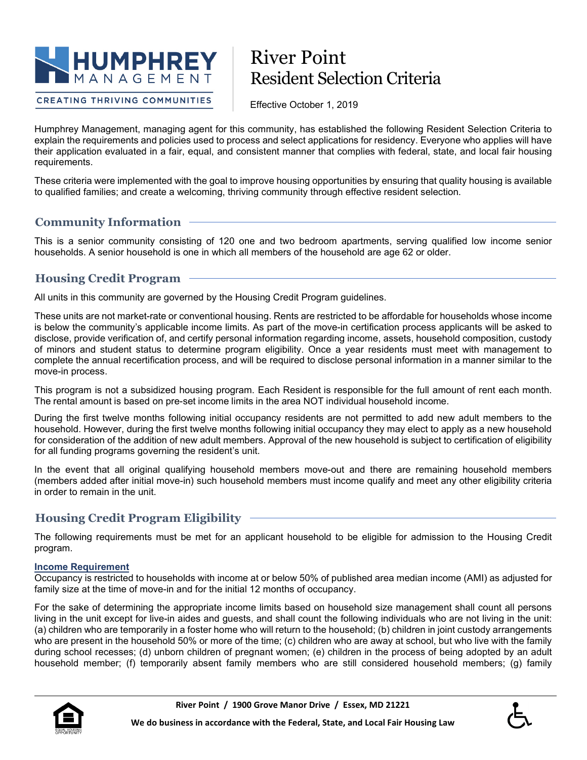HUMPHREY MANAGEMENT

CREATING THRIVING COMMUNITIES

# River Point Resident Selection Criteria

Effective October 1, 2019

Humphrey Management, managing agent for this community, has established the following Resident Selection Criteria to explain the requirements and policies used to process and select applications for residency. Everyone who applies will have their application evaluated in a fair, equal, and consistent manner that complies with federal, state, and local fair housing requirements.

These criteria were implemented with the goal to improve housing opportunities by ensuring that quality housing is available to qualified families; and create a welcoming, thriving community through effective resident selection.

## Community Information

This is a senior community consisting of 120 one and two bedroom apartments, serving qualified low income senior households. A senior household is one in which all members of the household are age 62 or older.

## Housing Credit Program

All units in this community are governed by the Housing Credit Program guidelines.

These units are not market-rate or conventional housing. Rents are restricted to be affordable for households whose income is below the community's applicable income limits. As part of the move-in certification process applicants will be asked to disclose, provide verification of, and certify personal information regarding income, assets, household composition, custody of minors and student status to determine program eligibility. Once a year residents must meet with management to complete the annual recertification process, and will be required to disclose personal information in a manner similar to the move-in process.

This program is not a subsidized housing program. Each Resident is responsible for the full amount of rent each month. The rental amount is based on pre-set income limits in the area NOT individual household income.

During the first twelve months following initial occupancy residents are not permitted to add new adult members to the household. However, during the first twelve months following initial occupancy they may elect to apply as a new household for consideration of the addition of new adult members. Approval of the new household is subject to certification of eligibility for all funding programs governing the resident's unit.

In the event that all original qualifying household members move-out and there are remaining household members (members added after initial move-in) such household members must income qualify and meet any other eligibility criteria in order to remain in the unit.

## Housing Credit Program Eligibility

The following requirements must be met for an applicant household to be eligible for admission to the Housing Credit program.

### Income Requirement

Occupancy is restricted to households with income at or below 50% of published area median income (AMI) as adjusted for family size at the time of move-in and for the initial 12 months of occupancy.

For the sake of determining the appropriate income limits based on household size management shall count all persons living in the unit except for live-in aides and guests, and shall count the following individuals who are not living in the unit: (a) children who are temporarily in a foster home who will return to the household; (b) children in joint custody arrangements who are present in the household 50% or more of the time; (c) children who are away at school, but who live with the family during school recesses; (d) unborn children of pregnant women; (e) children in the process of being adopted by an adult household member; (f) temporarily absent family members who are still considered household members; (g) family

River Point / 1900 Grove Manor Drive / Essex, MD 21221

We do business in accordance with the Federal, State, and Local Fair Housing Law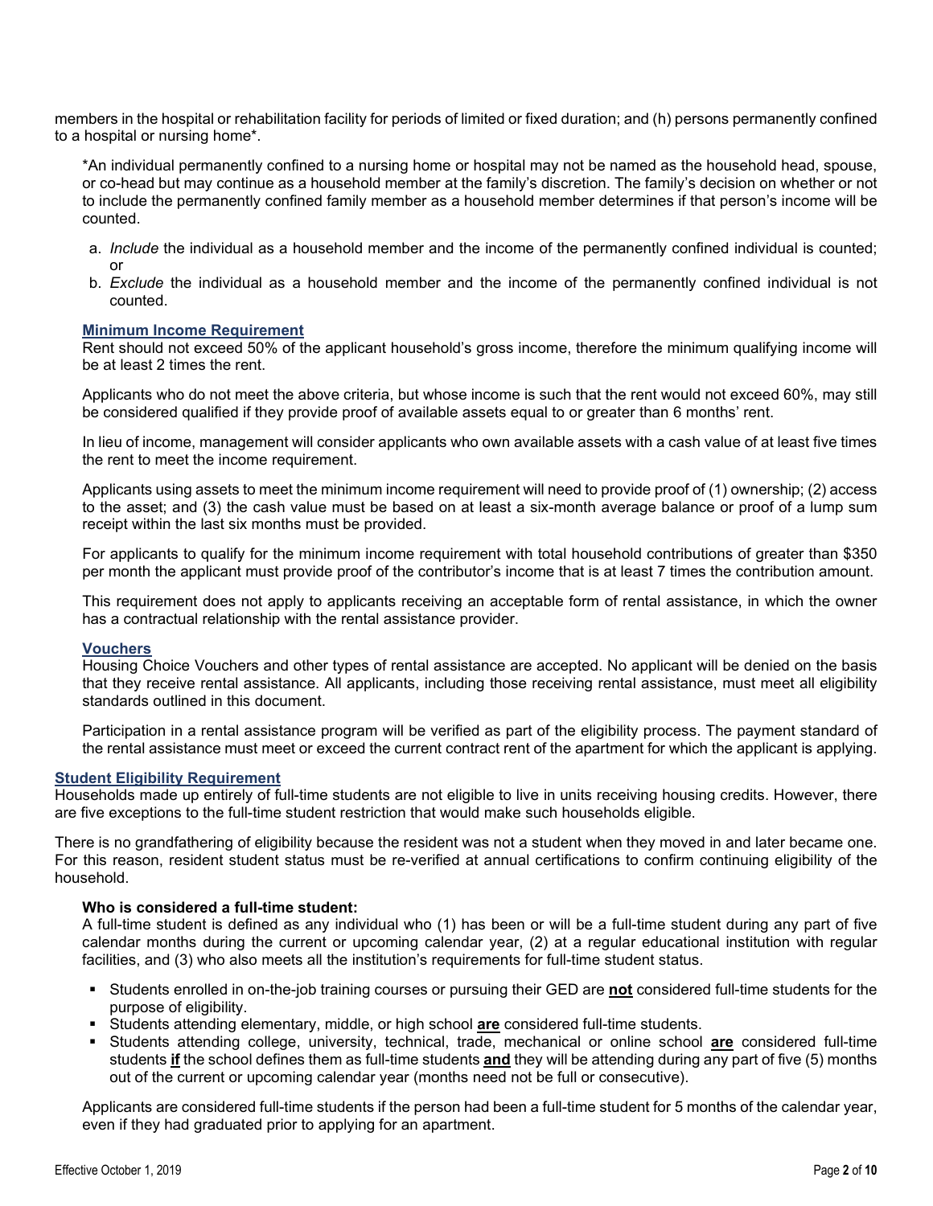members in the hospital or rehabilitation facility for periods of limited or fixed duration; and (h) persons permanently confined to a hospital or nursing home*.

*An individual permanently confined to a nursing home or hospital may not be named as the household head, spouse, or co-head but may continue as a household member at the family's discretion. The family's decision on whether or not to include the permanently confined family member as a household member determines if that person's income will be counted.

a. *Include* the individual as a household member and the income of the permanently confined individual is counted; or
b. *Exclude* the individual as a household member and the income of the permanently confined individual is not counted.

### Minimum Income Requirement

Rent should not exceed 50% of the applicant household's gross income, therefore the minimum qualifying income will be at least 2 times the rent.

Applicants who do not meet the above criteria, but whose income is such that the rent would not exceed 60%, may still be considered qualified if they provide proof of available assets equal to or greater than 6 months' rent.

In lieu of income, management will consider applicants who own available assets with a cash value of at least five times the rent to meet the income requirement.

Applicants using assets to meet the minimum income requirement will need to provide proof of (1) ownership; (2) access to the asset; and (3) the cash value must be based on at least a six-month average balance or proof of a lump sum receipt within the last six months must be provided.

For applicants to qualify for the minimum income requirement with total household contributions of greater than $350 per month the applicant must provide proof of the contributor's income that is at least 7 times the contribution amount.

This requirement does not apply to applicants receiving an acceptable form of rental assistance, in which the owner has a contractual relationship with the rental assistance provider.

### Vouchers

Housing Choice Vouchers and other types of rental assistance are accepted. No applicant will be denied on the basis that they receive rental assistance. All applicants, including those receiving rental assistance, must meet all eligibility standards outlined in this document.

Participation in a rental assistance program will be verified as part of the eligibility process. The payment standard of the rental assistance must meet or exceed the current contract rent of the apartment for which the applicant is applying.

## Student Eligibility Requirement

Households made up entirely of full-time students are not eligible to live in units receiving housing credits. However, there are five exceptions to the full-time student restriction that would make such households eligible.

There is no grandfathering of eligibility because the resident was not a student when they moved in and later became one. For this reason, resident student status must be re-verified at annual certifications to confirm continuing eligibility of the household.

**Who is considered a full-time student:**
A full-time student is defined as any individual who (1) has been or will be a full-time student during any part of five calendar months during the current or upcoming calendar year, (2) at a regular educational institution with regular facilities, and (3) who also meets all the institution's requirements for full-time student status.

- Students enrolled in on-the-job training courses or pursuing their GED are **not** considered full-time students for the purpose of eligibility.
- Students attending elementary, middle, or high school **are** considered full-time students.
- Students attending college, university, technical, trade, mechanical or online school **are** considered full-time students **if** the school defines them as full-time students **and** they will be attending during any part of five (5) months out of the current or upcoming calendar year (months need not be full or consecutive).

Applicants are considered full-time students if the person had been a full-time student for 5 months of the calendar year, even if they had graduated prior to applying for an apartment.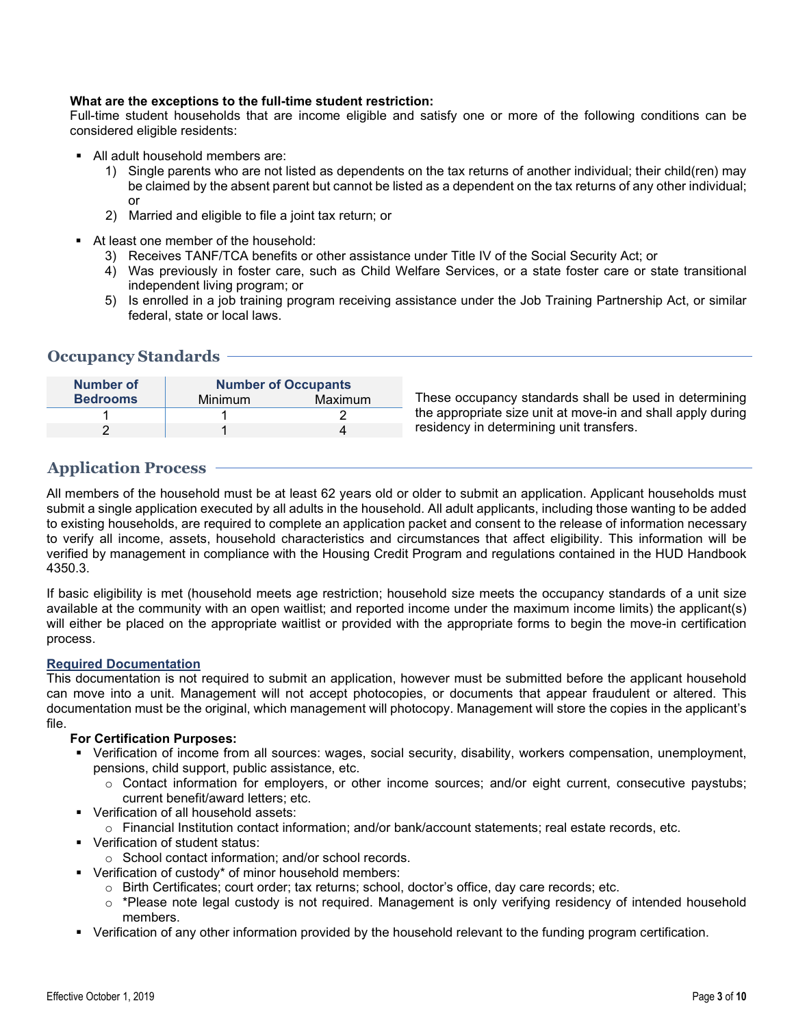**What are the exceptions to the full-time student restriction:**
Full-time student households that are income eligible and satisfy one or more of the following conditions can be considered eligible residents:

- All adult household members are:
    1) Single parents who are not listed as dependents on the tax returns of another individual; their child(ren) may be claimed by the absent parent but cannot be listed as a dependent on the tax returns of any other individual; or
    2) Married and eligible to file a joint tax return; or

- At least one member of the household:
    3) Receives TANF/TCA benefits or other assistance under Title IV of the Social Security Act; or
    4) Was previously in foster care, such as Child Welfare Services, or a state foster care or state transitional independent living program; or
    5) Is enrolled in a job training program receiving assistance under the Job Training Partnership Act, or similar federal, state or local laws.

## Occupancy Standards

| Number of Bedrooms | Number of Occupants | |
|---|---|---|
| | Minimum | Maximum |
| 1 | 1 | 2 |
| 2 | 1 | 4 |

These occupancy standards shall be used in determining the appropriate size unit at move-in and shall apply during residency in determining unit transfers.

## Application Process

All members of the household must be at least 62 years old or older to submit an application. Applicant households must submit a single application executed by all adults in the household. All adult applicants, including those wanting to be added to existing households, are required to complete an application packet and consent to the release of information necessary to verify all income, assets, household characteristics and circumstances that affect eligibility. This information will be verified by management in compliance with the Housing Credit Program and regulations contained in the HUD Handbook 4350.3.

If basic eligibility is met (household meets age restriction; household size meets the occupancy standards of a unit size available at the community with an open waitlist; and reported income under the maximum income limits) the applicant(s) will either be placed on the appropriate waitlist or provided with the appropriate forms to begin the move-in certification process.

### Required Documentation

This documentation is not required to submit an application, however must be submitted before the applicant household can move into a unit. Management will not accept photocopies, or documents that appear fraudulent or altered. This documentation must be the original, which management will photocopy. Management will store the copies in the applicant's file.

**For Certification Purposes:**

- Verification of income from all sources: wages, social security, disability, workers compensation, unemployment, pensions, child support, public assistance, etc.
    - Contact information for employers, or other income sources; and/or eight current, consecutive paystubs; current benefit/award letters; etc.
- Verification of all household assets:
    - Financial Institution contact information; and/or bank/account statements; real estate records, etc.
- Verification of student status:
    - School contact information; and/or school records.
- Verification of custody* of minor household members:
    - Birth Certificates; court order; tax returns; school, doctor's office, day care records; etc.
    - *Please note legal custody is not required. Management is only verifying residency of intended household members.
- Verification of any other information provided by the household relevant to the funding program certification.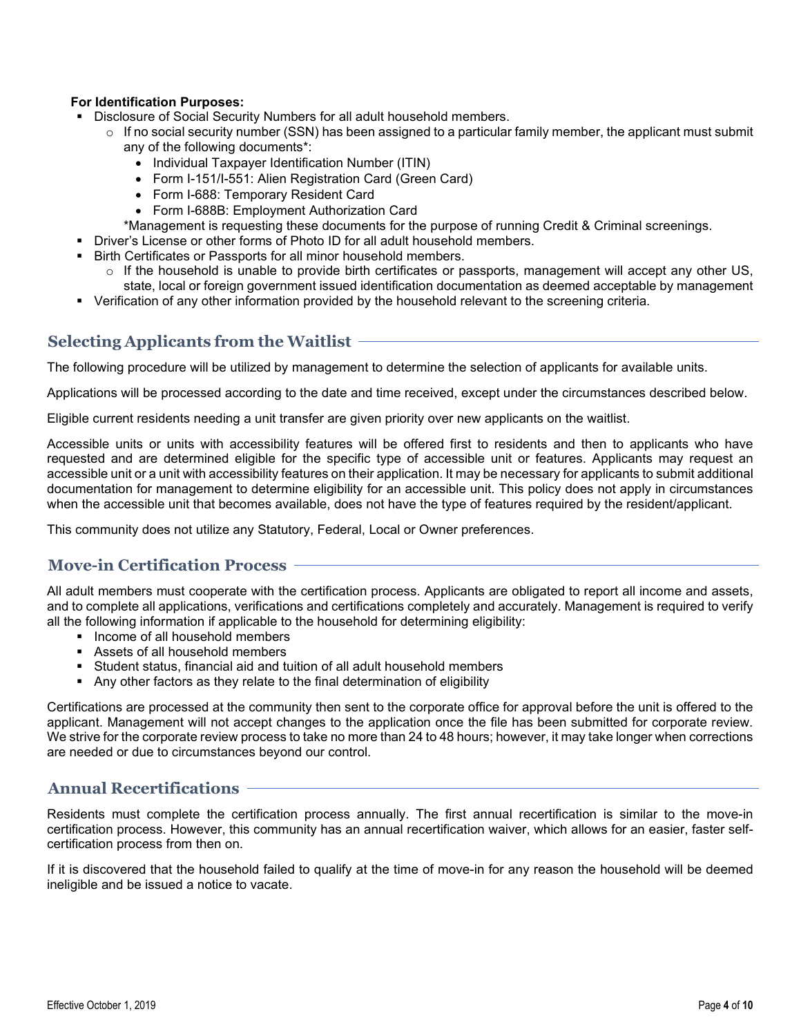**For Identification Purposes:**

- Disclosure of Social Security Numbers for all adult household members.
  - If no social security number (SSN) has been assigned to a particular family member, the applicant must submit any of the following documents*:
    - Individual Taxpayer Identification Number (ITIN)
    - Form I-151/I-551: Alien Registration Card (Green Card)
    - Form I-688: Temporary Resident Card
    - Form I-688B: Employment Authorization Card

    *Management is requesting these documents for the purpose of running Credit & Criminal screenings.
- Driver's License or other forms of Photo ID for all adult household members.
- Birth Certificates or Passports for all minor household members.
  - If the household is unable to provide birth certificates or passports, management will accept any other US, state, local or foreign government issued identification documentation as deemed acceptable by management
- Verification of any other information provided by the household relevant to the screening criteria.

## Selecting Applicants from the Waitlist

The following procedure will be utilized by management to determine the selection of applicants for available units.

Applications will be processed according to the date and time received, except under the circumstances described below.

Eligible current residents needing a unit transfer are given priority over new applicants on the waitlist.

Accessible units or units with accessibility features will be offered first to residents and then to applicants who have requested and are determined eligible for the specific type of accessible unit or features. Applicants may request an accessible unit or a unit with accessibility features on their application. It may be necessary for applicants to submit additional documentation for management to determine eligibility for an accessible unit. This policy does not apply in circumstances when the accessible unit that becomes available, does not have the type of features required by the resident/applicant.

This community does not utilize any Statutory, Federal, Local or Owner preferences.

## Move-in Certification Process

All adult members must cooperate with the certification process. Applicants are obligated to report all income and assets, and to complete all applications, verifications and certifications completely and accurately. Management is required to verify all the following information if applicable to the household for determining eligibility:

- Income of all household members
- Assets of all household members
- Student status, financial aid and tuition of all adult household members
- Any other factors as they relate to the final determination of eligibility

Certifications are processed at the community then sent to the corporate office for approval before the unit is offered to the applicant. Management will not accept changes to the application once the file has been submitted for corporate review. We strive for the corporate review process to take no more than 24 to 48 hours; however, it may take longer when corrections are needed or due to circumstances beyond our control.

## Annual Recertifications

Residents must complete the certification process annually. The first annual recertification is similar to the move-in certification process. However, this community has an annual recertification waiver, which allows for an easier, faster self-certification process from then on.

If it is discovered that the household failed to qualify at the time of move-in for any reason the household will be deemed ineligible and be issued a notice to vacate.

Effective October 1, 2019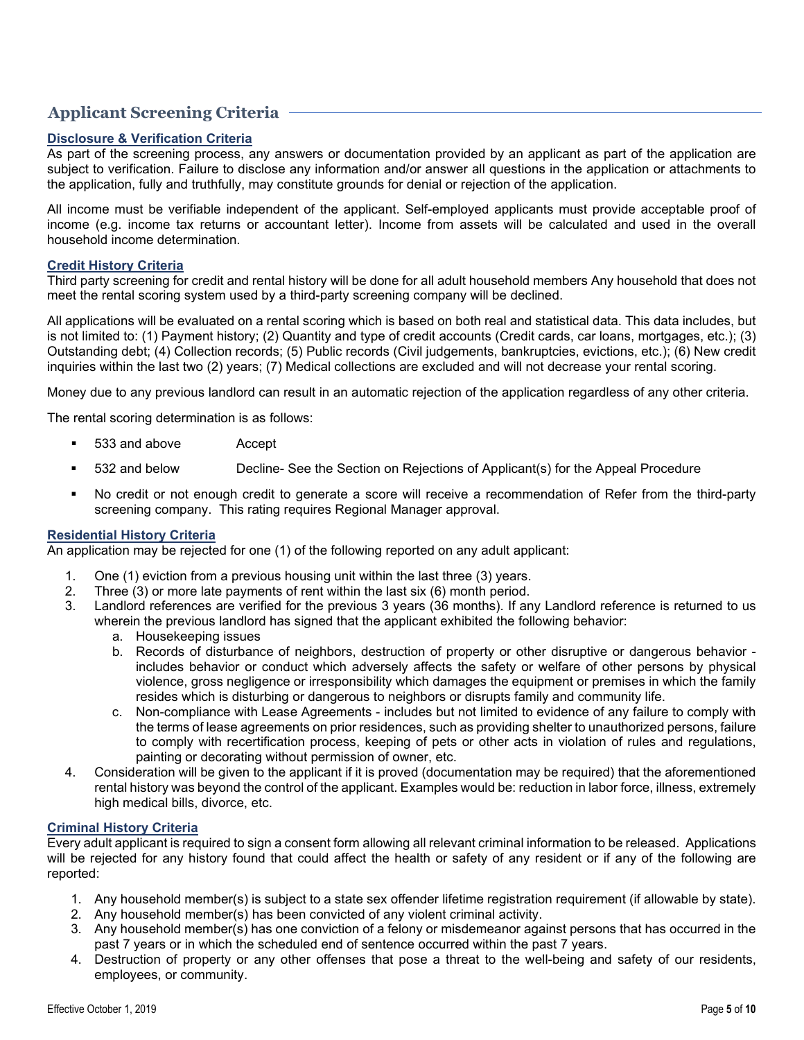## Applicant Screening Criteria

### Disclosure & Verification Criteria

As part of the screening process, any answers or documentation provided by an applicant as part of the application are subject to verification. Failure to disclose any information and/or answer all questions in the application or attachments to the application, fully and truthfully, may constitute grounds for denial or rejection of the application.

All income must be verifiable independent of the applicant. Self-employed applicants must provide acceptable proof of income (e.g. income tax returns or accountant letter). Income from assets will be calculated and used in the overall household income determination.

### Credit History Criteria

Third party screening for credit and rental history will be done for all adult household members Any household that does not meet the rental scoring system used by a third-party screening company will be declined.

All applications will be evaluated on a rental scoring which is based on both real and statistical data. This data includes, but is not limited to: (1) Payment history; (2) Quantity and type of credit accounts (Credit cards, car loans, mortgages, etc.); (3) Outstanding debt; (4) Collection records; (5) Public records (Civil judgements, bankruptcies, evictions, etc.); (6) New credit inquiries within the last two (2) years; (7) Medical collections are excluded and will not decrease your rental scoring.

Money due to any previous landlord can result in an automatic rejection of the application regardless of any other criteria.

The rental scoring determination is as follows:

- 533 and above — Accept
- 532 and below — Decline- See the Section on Rejections of Applicant(s) for the Appeal Procedure
- No credit or not enough credit to generate a score will receive a recommendation of Refer from the third-party screening company. This rating requires Regional Manager approval.

### Residential History Criteria

An application may be rejected for one (1) of the following reported on any adult applicant:

1. One (1) eviction from a previous housing unit within the last three (3) years.
2. Three (3) or more late payments of rent within the last six (6) month period.
3. Landlord references are verified for the previous 3 years (36 months). If any Landlord reference is returned to us wherein the previous landlord has signed that the applicant exhibited the following behavior:
   a. Housekeeping issues
   b. Records of disturbance of neighbors, destruction of property or other disruptive or dangerous behavior - includes behavior or conduct which adversely affects the safety or welfare of other persons by physical violence, gross negligence or irresponsibility which damages the equipment or premises in which the family resides which is disturbing or dangerous to neighbors or disrupts family and community life.
   c. Non-compliance with Lease Agreements - includes but not limited to evidence of any failure to comply with the terms of lease agreements on prior residences, such as providing shelter to unauthorized persons, failure to comply with recertification process, keeping of pets or other acts in violation of rules and regulations, painting or decorating without permission of owner, etc.
4. Consideration will be given to the applicant if it is proved (documentation may be required) that the aforementioned rental history was beyond the control of the applicant. Examples would be: reduction in labor force, illness, extremely high medical bills, divorce, etc.

### Criminal History Criteria

Every adult applicant is required to sign a consent form allowing all relevant criminal information to be released. Applications will be rejected for any history found that could affect the health or safety of any resident or if any of the following are reported:

1. Any household member(s) is subject to a state sex offender lifetime registration requirement (if allowable by state).
2. Any household member(s) has been convicted of any violent criminal activity.
3. Any household member(s) has one conviction of a felony or misdemeanor against persons that has occurred in the past 7 years or in which the scheduled end of sentence occurred within the past 7 years.
4. Destruction of property or any other offenses that pose a threat to the well-being and safety of our residents, employees, or community.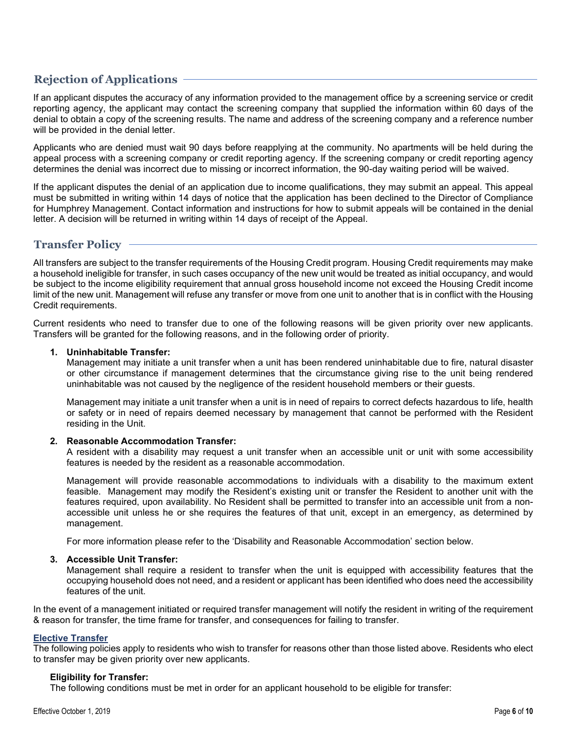## Rejection of Applications

If an applicant disputes the accuracy of any information provided to the management office by a screening service or credit reporting agency, the applicant may contact the screening company that supplied the information within 60 days of the denial to obtain a copy of the screening results. The name and address of the screening company and a reference number will be provided in the denial letter.

Applicants who are denied must wait 90 days before reapplying at the community. No apartments will be held during the appeal process with a screening company or credit reporting agency. If the screening company or credit reporting agency determines the denial was incorrect due to missing or incorrect information, the 90-day waiting period will be waived.

If the applicant disputes the denial of an application due to income qualifications, they may submit an appeal. This appeal must be submitted in writing within 14 days of notice that the application has been declined to the Director of Compliance for Humphrey Management. Contact information and instructions for how to submit appeals will be contained in the denial letter. A decision will be returned in writing within 14 days of receipt of the Appeal.

## Transfer Policy

All transfers are subject to the transfer requirements of the Housing Credit program. Housing Credit requirements may make a household ineligible for transfer, in such cases occupancy of the new unit would be treated as initial occupancy, and would be subject to the income eligibility requirement that annual gross household income not exceed the Housing Credit income limit of the new unit. Management will refuse any transfer or move from one unit to another that is in conflict with the Housing Credit requirements.

Current residents who need to transfer due to one of the following reasons will be given priority over new applicants. Transfers will be granted for the following reasons, and in the following order of priority.

1. **Uninhabitable Transfer:**
   Management may initiate a unit transfer when a unit has been rendered uninhabitable due to fire, natural disaster or other circumstance if management determines that the circumstance giving rise to the unit being rendered uninhabitable was not caused by the negligence of the resident household members or their guests.

   Management may initiate a unit transfer when a unit is in need of repairs to correct defects hazardous to life, health or safety or in need of repairs deemed necessary by management that cannot be performed with the Resident residing in the Unit.

2. **Reasonable Accommodation Transfer:**
   A resident with a disability may request a unit transfer when an accessible unit or unit with some accessibility features is needed by the resident as a reasonable accommodation.

   Management will provide reasonable accommodations to individuals with a disability to the maximum extent feasible. Management may modify the Resident's existing unit or transfer the Resident to another unit with the features required, upon availability. No Resident shall be permitted to transfer into an accessible unit from a non-accessible unit unless he or she requires the features of that unit, except in an emergency, as determined by management.

   For more information please refer to the 'Disability and Reasonable Accommodation' section below.

3. **Accessible Unit Transfer:**
   Management shall require a resident to transfer when the unit is equipped with accessibility features that the occupying household does not need, and a resident or applicant has been identified who does need the accessibility features of the unit.

In the event of a management initiated or required transfer management will notify the resident in writing of the requirement & reason for transfer, the time frame for transfer, and consequences for failing to transfer.

### Elective Transfer

The following policies apply to residents who wish to transfer for reasons other than those listed above. Residents who elect to transfer may be given priority over new applicants.

**Eligibility for Transfer:**

The following conditions must be met in order for an applicant household to be eligible for transfer: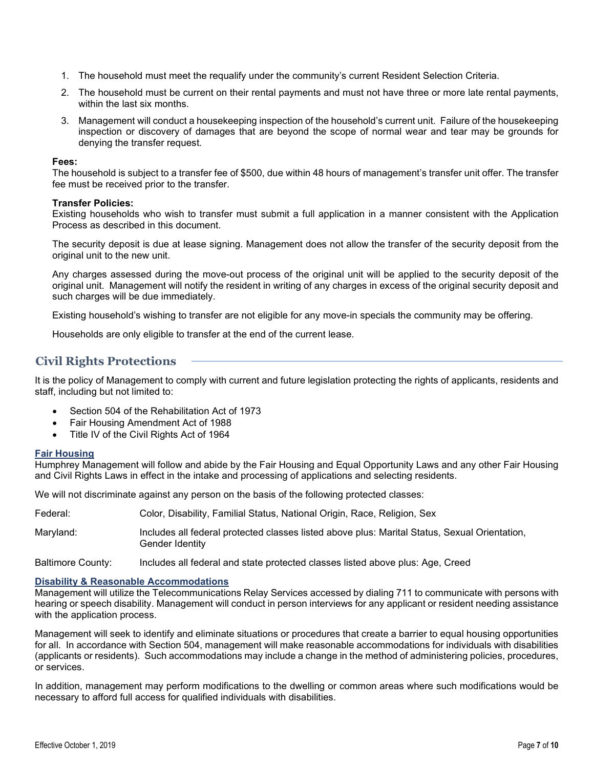1. The household must meet the requalify under the community's current Resident Selection Criteria.
2. The household must be current on their rental payments and must not have three or more late rental payments, within the last six months.
3. Management will conduct a housekeeping inspection of the household's current unit. Failure of the housekeeping inspection or discovery of damages that are beyond the scope of normal wear and tear may be grounds for denying the transfer request.

**Fees:**
The household is subject to a transfer fee of $500, due within 48 hours of management's transfer unit offer. The transfer fee must be received prior to the transfer.

**Transfer Policies:**
Existing households who wish to transfer must submit a full application in a manner consistent with the Application Process as described in this document.

The security deposit is due at lease signing. Management does not allow the transfer of the security deposit from the original unit to the new unit.

Any charges assessed during the move-out process of the original unit will be applied to the security deposit of the original unit. Management will notify the resident in writing of any charges in excess of the original security deposit and such charges will be due immediately.

Existing household's wishing to transfer are not eligible for any move-in specials the community may be offering.

Households are only eligible to transfer at the end of the current lease.

## Civil Rights Protections

It is the policy of Management to comply with current and future legislation protecting the rights of applicants, residents and staff, including but not limited to:

- Section 504 of the Rehabilitation Act of 1973
- Fair Housing Amendment Act of 1988
- Title IV of the Civil Rights Act of 1964

### Fair Housing

Humphrey Management will follow and abide by the Fair Housing and Equal Opportunity Laws and any other Fair Housing and Civil Rights Laws in effect in the intake and processing of applications and selecting residents.

We will not discriminate against any person on the basis of the following protected classes:

| | |
|---|---|
| Federal: | Color, Disability, Familial Status, National Origin, Race, Religion, Sex |
| Maryland: | Includes all federal protected classes listed above plus: Marital Status, Sexual Orientation, Gender Identity |
| Baltimore County: | Includes all federal and state protected classes listed above plus: Age, Creed |

### Disability & Reasonable Accommodations

Management will utilize the Telecommunications Relay Services accessed by dialing 711 to communicate with persons with hearing or speech disability. Management will conduct in person interviews for any applicant or resident needing assistance with the application process.

Management will seek to identify and eliminate situations or procedures that create a barrier to equal housing opportunities for all. In accordance with Section 504, management will make reasonable accommodations for individuals with disabilities (applicants or residents). Such accommodations may include a change in the method of administering policies, procedures, or services.

In addition, management may perform modifications to the dwelling or common areas where such modifications would be necessary to afford full access for qualified individuals with disabilities.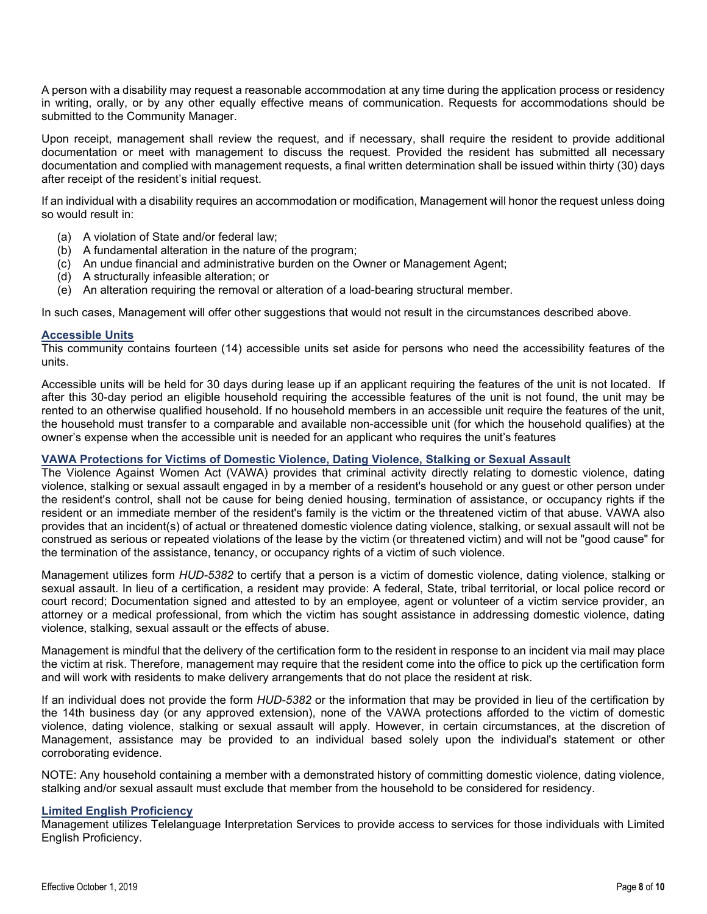A person with a disability may request a reasonable accommodation at any time during the application process or residency in writing, orally, or by any other equally effective means of communication. Requests for accommodations should be submitted to the Community Manager.

Upon receipt, management shall review the request, and if necessary, shall require the resident to provide additional documentation or meet with management to discuss the request. Provided the resident has submitted all necessary documentation and complied with management requests, a final written determination shall be issued within thirty (30) days after receipt of the resident's initial request.

If an individual with a disability requires an accommodation or modification, Management will honor the request unless doing so would result in:

(a) A violation of State and/or federal law;
(b) A fundamental alteration in the nature of the program;
(c) An undue financial and administrative burden on the Owner or Management Agent;
(d) A structurally infeasible alteration; or
(e) An alteration requiring the removal or alteration of a load-bearing structural member.

In such cases, Management will offer other suggestions that would not result in the circumstances described above.

### Accessible Units

This community contains fourteen (14) accessible units set aside for persons who need the accessibility features of the units.

Accessible units will be held for 30 days during lease up if an applicant requiring the features of the unit is not located. If after this 30-day period an eligible household requiring the accessible features of the unit is not found, the unit may be rented to an otherwise qualified household. If no household members in an accessible unit require the features of the unit, the household must transfer to a comparable and available non-accessible unit (for which the household qualifies) at the owner's expense when the accessible unit is needed for an applicant who requires the unit's features

### VAWA Protections for Victims of Domestic Violence, Dating Violence, Stalking or Sexual Assault

The Violence Against Women Act (VAWA) provides that criminal activity directly relating to domestic violence, dating violence, stalking or sexual assault engaged in by a member of a resident's household or any guest or other person under the resident's control, shall not be cause for being denied housing, termination of assistance, or occupancy rights if the resident or an immediate member of the resident's family is the victim or the threatened victim of that abuse. VAWA also provides that an incident(s) of actual or threatened domestic violence dating violence, stalking, or sexual assault will not be construed as serious or repeated violations of the lease by the victim (or threatened victim) and will not be "good cause" for the termination of the assistance, tenancy, or occupancy rights of a victim of such violence.

Management utilizes form *HUD-5382* to certify that a person is a victim of domestic violence, dating violence, stalking or sexual assault. In lieu of a certification, a resident may provide: A federal, State, tribal territorial, or local police record or court record; Documentation signed and attested to by an employee, agent or volunteer of a victim service provider, an attorney or a medical professional, from which the victim has sought assistance in addressing domestic violence, dating violence, stalking, sexual assault or the effects of abuse.

Management is mindful that the delivery of the certification form to the resident in response to an incident via mail may place the victim at risk. Therefore, management may require that the resident come into the office to pick up the certification form and will work with residents to make delivery arrangements that do not place the resident at risk.

If an individual does not provide the form *HUD-5382* or the information that may be provided in lieu of the certification by the 14th business day (or any approved extension), none of the VAWA protections afforded to the victim of domestic violence, dating violence, stalking or sexual assault will apply. However, in certain circumstances, at the discretion of Management, assistance may be provided to an individual based solely upon the individual's statement or other corroborating evidence.

NOTE: Any household containing a member with a demonstrated history of committing domestic violence, dating violence, stalking and/or sexual assault must exclude that member from the household to be considered for residency.

### Limited English Proficiency

Management utilizes Telelanguage Interpretation Services to provide access to services for those individuals with Limited English Proficiency.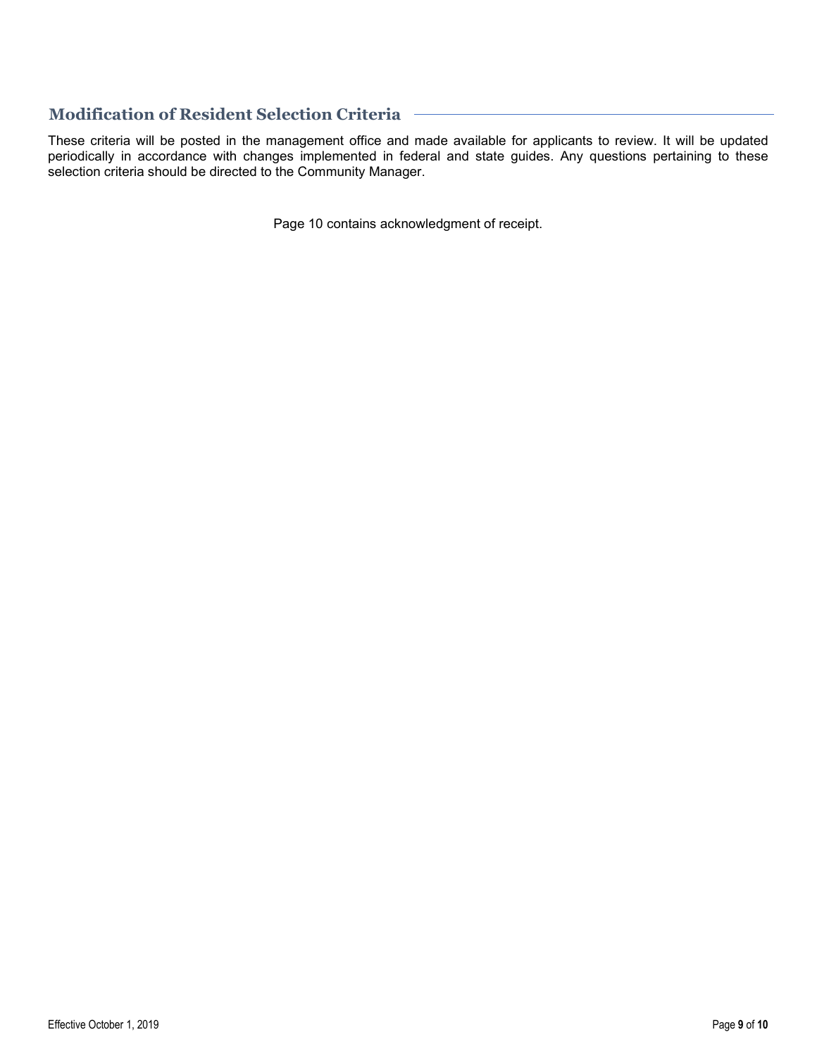## Modification of Resident Selection Criteria

These criteria will be posted in the management office and made available for applicants to review. It will be updated periodically in accordance with changes implemented in federal and state guides. Any questions pertaining to these selection criteria should be directed to the Community Manager.

Page 10 contains acknowledgment of receipt.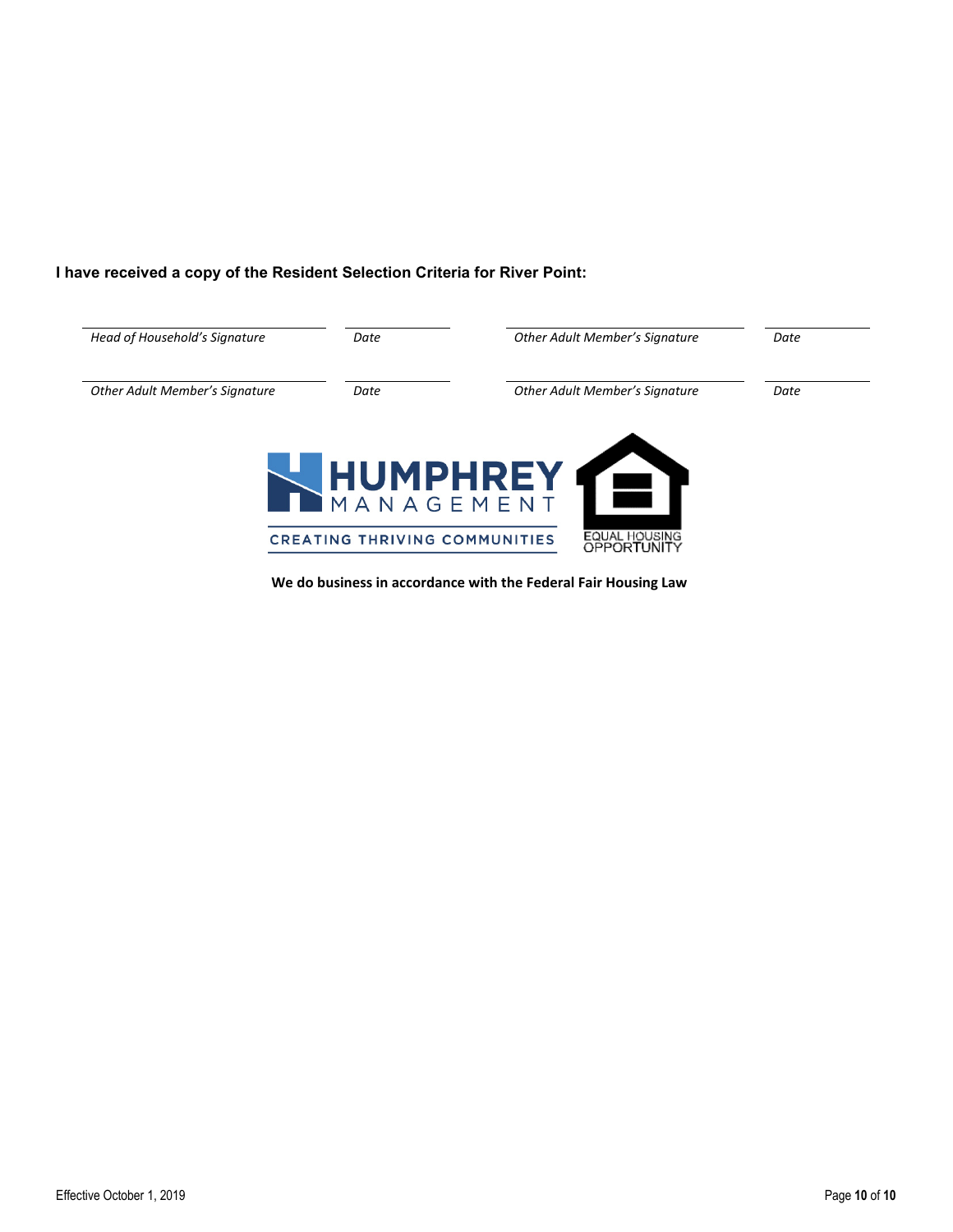**I have received a copy of the Resident Selection Criteria for River Point:**

| | | | |
|---|---|---|---|
| *Head of Household's Signature* | *Date* | *Other Adult Member's Signature* | *Date* |
| *Other Adult Member's Signature* | *Date* | *Other Adult Member's Signature* | *Date* |

HUMPHREY MANAGEMENT

CREATING THRIVING COMMUNITIES

EQUAL HOUSING OPPORTUNITY

**We do business in accordance with the Federal Fair Housing Law**

Effective October 1, 2019